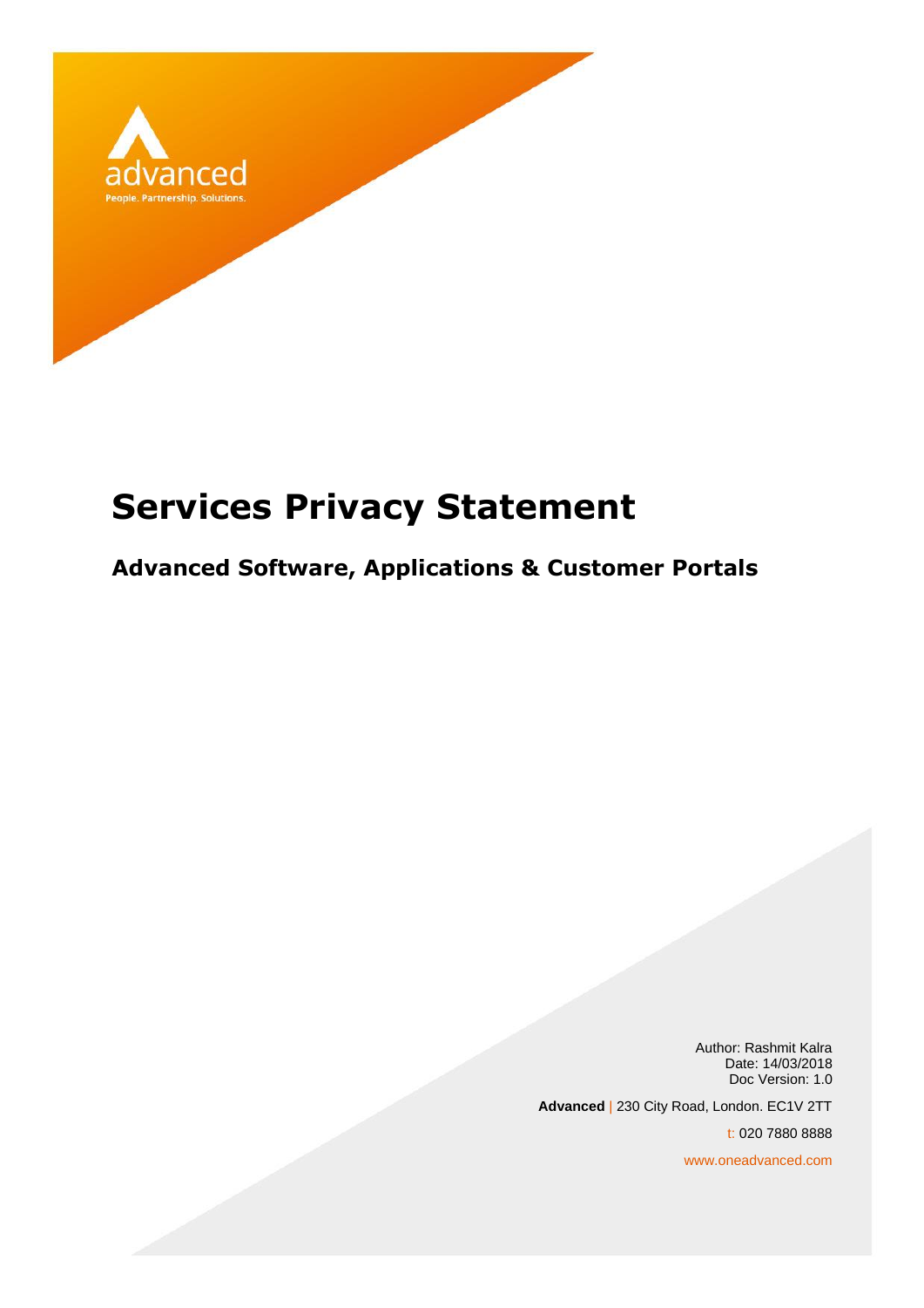advanced

People. Partnership. Solutions.

# Services Privacy Statement

## Advanced Software, Applications & Customer Portals

Author: Rashmit Kalra
Date: 14/03/2018
Doc Version: 1.0

**Advanced** | 230 City Road, London. EC1V 2TT

t: 020 7880 8888

www.oneadvanced.com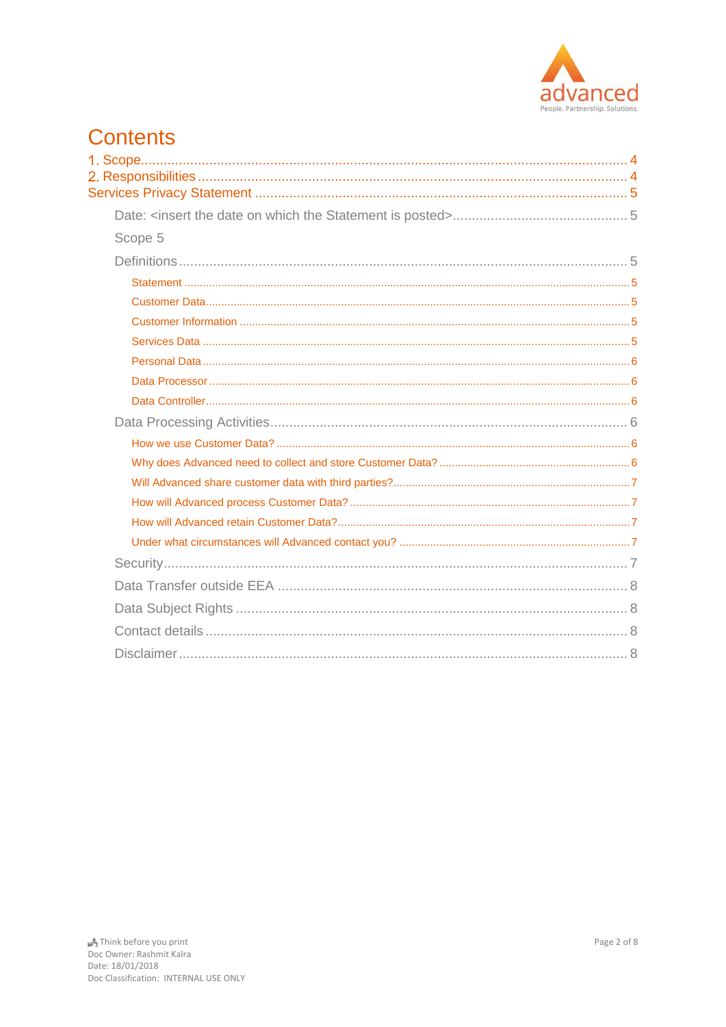# Contents

1. Scope................................................................................................................................ 4
2. Responsibilities................................................................................................................ 4

Services Privacy Statement .............................................................................................. 5

- Date: <insert the date on which the Statement is posted>............................................ 5
- Scope 5
- Definitions....................................................................................................................... 5
  - Statement ................................................................................................................. 5
  - Customer Data.......................................................................................................... 5
  - Customer Information .............................................................................................. 5
  - Services Data ........................................................................................................... 5
  - Personal Data........................................................................................................... 6
  - Data Processor......................................................................................................... 6
  - Data Controller......................................................................................................... 6
- Data Processing Activities.............................................................................................. 6
  - How we use Customer Data? .................................................................................. 6
  - Why does Advanced need to collect and store Customer Data? ............................. 6
  - Will Advanced share customer data with third parties?............................................ 7
  - How will Advanced process Customer Data? .......................................................... 7
  - How will Advanced retain Customer Data?............................................................... 7
  - Under what circumstances will Advanced contact you? .......................................... 7
- Security.......................................................................................................................... 7
- Data Transfer outside EEA ............................................................................................ 8
- Data Subject Rights ....................................................................................................... 8
- Contact details ............................................................................................................... 8
- Disclaimer...................................................................................................................... 8

Think before you print
Doc Owner: Rashmit Kalra
Date: 18/01/2018
Doc Classification: INTERNAL USE ONLY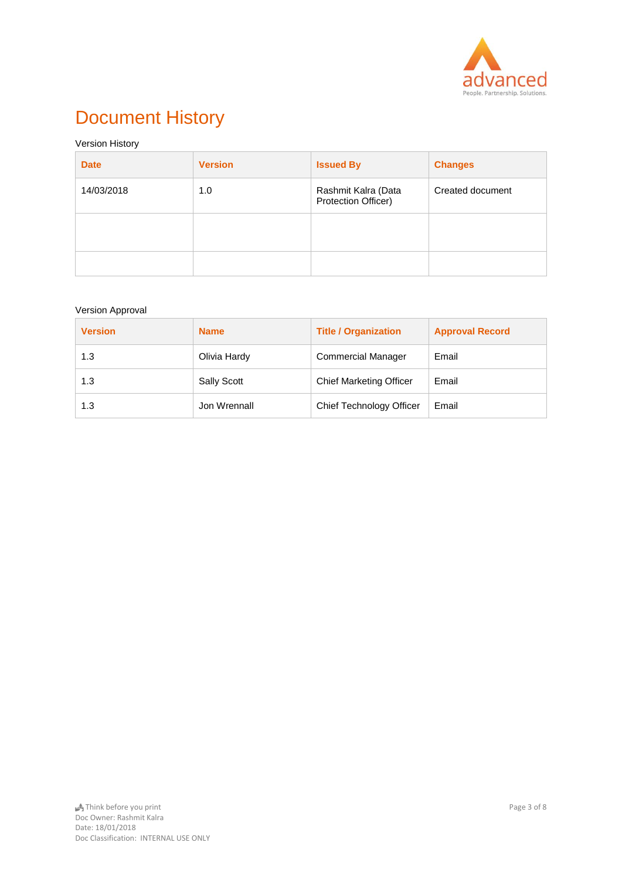# Document History

Version History

| Date | Version | Issued By | Changes |
|---|---|---|---|
| 14/03/2018 | 1.0 | Rashmit Kalra (Data Protection Officer) | Created document |
| | | | |
| | | | |

Version Approval

| Version | Name | Title / Organization | Approval Record |
|---|---|---|---|
| 1.3 | Olivia Hardy | Commercial Manager | Email |
| 1.3 | Sally Scott | Chief Marketing Officer | Email |
| 1.3 | Jon Wrennall | Chief Technology Officer | Email |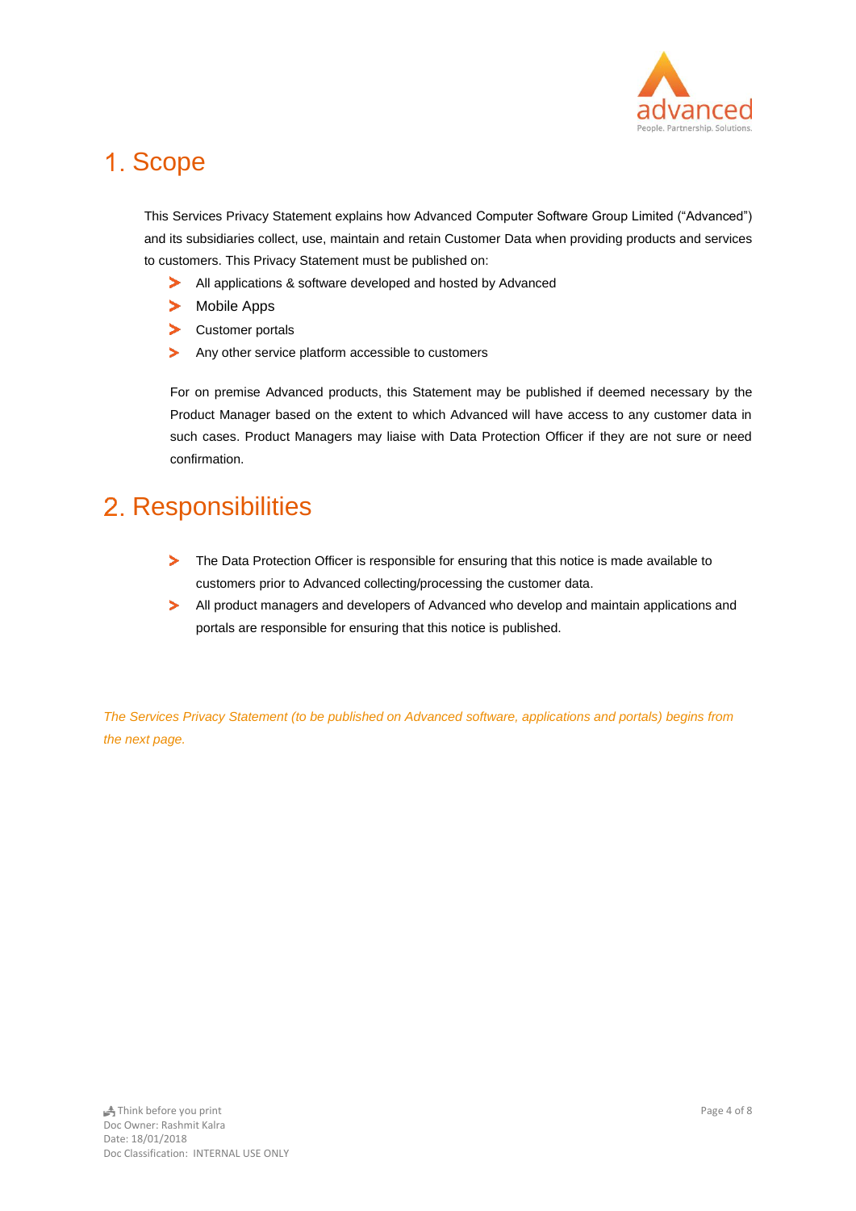# 1. Scope

This Services Privacy Statement explains how Advanced Computer Software Group Limited ("Advanced") and its subsidiaries collect, use, maintain and retain Customer Data when providing products and services to customers. This Privacy Statement must be published on:

- All applications & software developed and hosted by Advanced
- Mobile Apps
- Customer portals
- Any other service platform accessible to customers

For on premise Advanced products, this Statement may be published if deemed necessary by the Product Manager based on the extent to which Advanced will have access to any customer data in such cases. Product Managers may liaise with Data Protection Officer if they are not sure or need confirmation.

# 2. Responsibilities

- The Data Protection Officer is responsible for ensuring that this notice is made available to customers prior to Advanced collecting/processing the customer data.
- All product managers and developers of Advanced who develop and maintain applications and portals are responsible for ensuring that this notice is published.

*The Services Privacy Statement (to be published on Advanced software, applications and portals) begins from the next page.*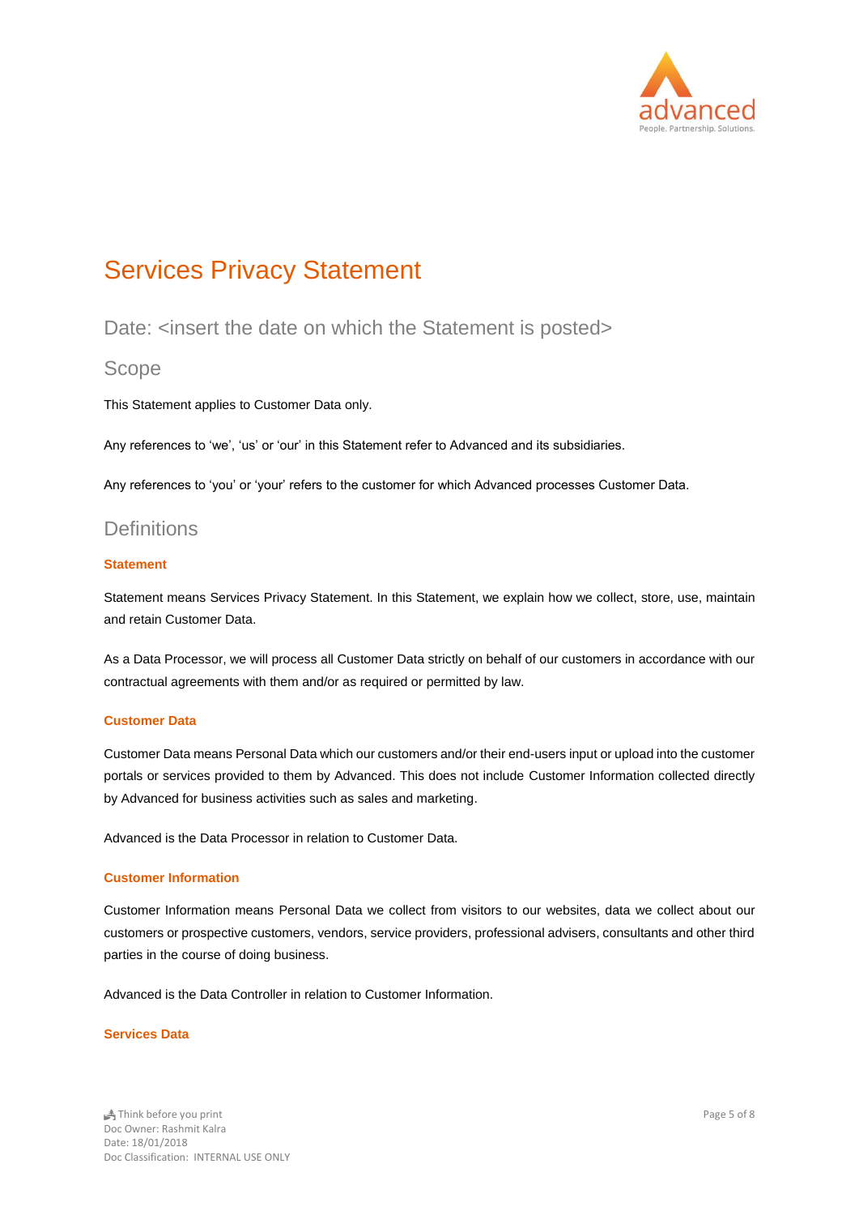# Services Privacy Statement

## Date: <insert the date on which the Statement is posted>

## Scope

This Statement applies to Customer Data only.

Any references to 'we', 'us' or 'our' in this Statement refer to Advanced and its subsidiaries.

Any references to 'you' or 'your' refers to the customer for which Advanced processes Customer Data.

## Definitions

### Statement

Statement means Services Privacy Statement. In this Statement, we explain how we collect, store, use, maintain and retain Customer Data.

As a Data Processor, we will process all Customer Data strictly on behalf of our customers in accordance with our contractual agreements with them and/or as required or permitted by law.

### Customer Data

Customer Data means Personal Data which our customers and/or their end-users input or upload into the customer portals or services provided to them by Advanced. This does not include Customer Information collected directly by Advanced for business activities such as sales and marketing.

Advanced is the Data Processor in relation to Customer Data.

### Customer Information

Customer Information means Personal Data we collect from visitors to our websites, data we collect about our customers or prospective customers, vendors, service providers, professional advisers, consultants and other third parties in the course of doing business.

Advanced is the Data Controller in relation to Customer Information.

### Services Data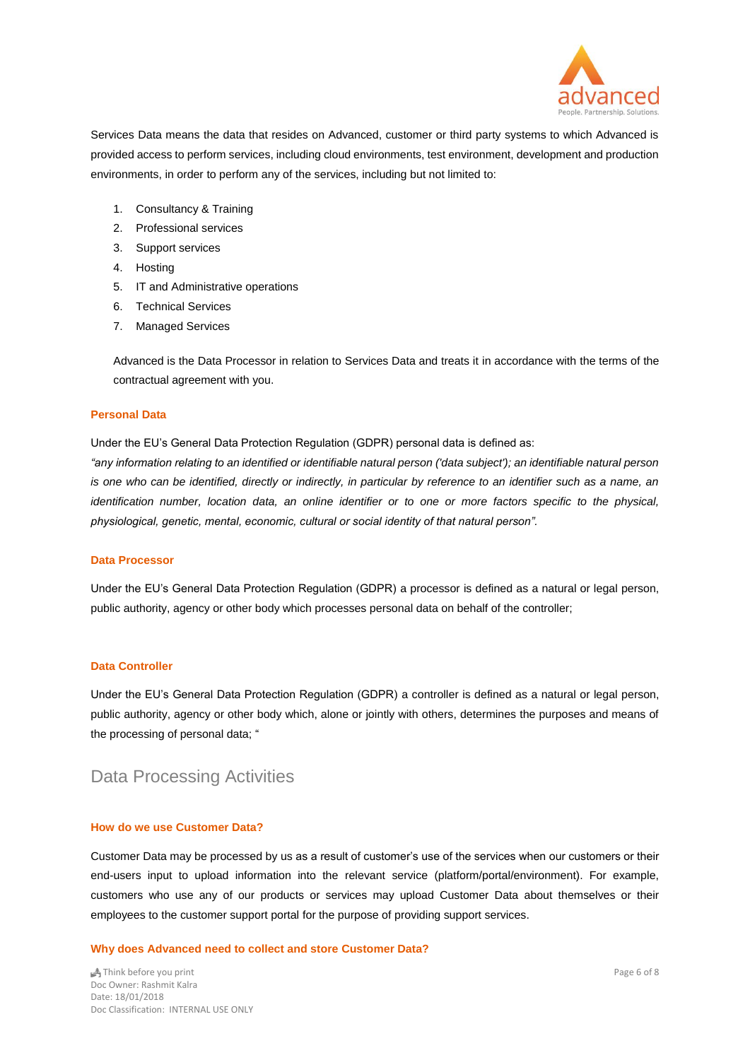Services Data means the data that resides on Advanced, customer or third party systems to which Advanced is provided access to perform services, including cloud environments, test environment, development and production environments, in order to perform any of the services, including but not limited to:

1. Consultancy & Training
2. Professional services
3. Support services
4. Hosting
5. IT and Administrative operations
6. Technical Services
7. Managed Services

Advanced is the Data Processor in relation to Services Data and treats it in accordance with the terms of the contractual agreement with you.

### Personal Data

Under the EU's General Data Protection Regulation (GDPR) personal data is defined as:
*"any information relating to an identified or identifiable natural person ('data subject'); an identifiable natural person is one who can be identified, directly or indirectly, in particular by reference to an identifier such as a name, an identification number, location data, an online identifier or to one or more factors specific to the physical, physiological, genetic, mental, economic, cultural or social identity of that natural person".*

### Data Processor

Under the EU's General Data Protection Regulation (GDPR) a processor is defined as a natural or legal person, public authority, agency or other body which processes personal data on behalf of the controller;

### Data Controller

Under the EU's General Data Protection Regulation (GDPR) a controller is defined as a natural or legal person, public authority, agency or other body which, alone or jointly with others, determines the purposes and means of the processing of personal data; "

## Data Processing Activities

### How do we use Customer Data?

Customer Data may be processed by us as a result of customer's use of the services when our customers or their end-users input to upload information into the relevant service (platform/portal/environment). For example, customers who use any of our products or services may upload Customer Data about themselves or their employees to the customer support portal for the purpose of providing support services.

### Why does Advanced need to collect and store Customer Data?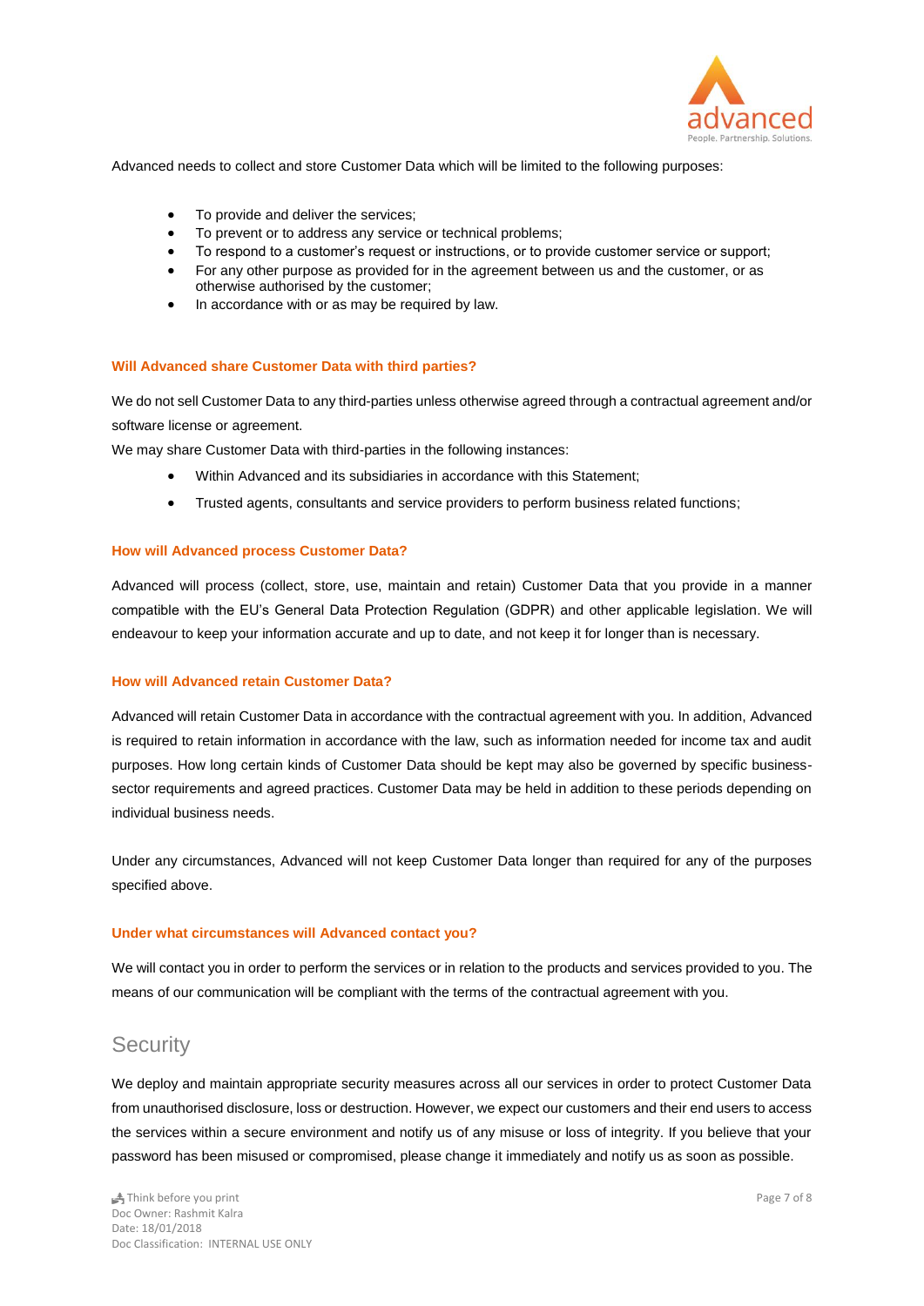Advanced needs to collect and store Customer Data which will be limited to the following purposes:

- To provide and deliver the services;
- To prevent or to address any service or technical problems;
- To respond to a customer's request or instructions, or to provide customer service or support;
- For any other purpose as provided for in the agreement between us and the customer, or as otherwise authorised by the customer;
- In accordance with or as may be required by law.

### Will Advanced share Customer Data with third parties?

We do not sell Customer Data to any third-parties unless otherwise agreed through a contractual agreement and/or software license or agreement.

We may share Customer Data with third-parties in the following instances:

- Within Advanced and its subsidiaries in accordance with this Statement;
- Trusted agents, consultants and service providers to perform business related functions;

### How will Advanced process Customer Data?

Advanced will process (collect, store, use, maintain and retain) Customer Data that you provide in a manner compatible with the EU's General Data Protection Regulation (GDPR) and other applicable legislation. We will endeavour to keep your information accurate and up to date, and not keep it for longer than is necessary.

### How will Advanced retain Customer Data?

Advanced will retain Customer Data in accordance with the contractual agreement with you. In addition, Advanced is required to retain information in accordance with the law, such as information needed for income tax and audit purposes. How long certain kinds of Customer Data should be kept may also be governed by specific business-sector requirements and agreed practices. Customer Data may be held in addition to these periods depending on individual business needs.

Under any circumstances, Advanced will not keep Customer Data longer than required for any of the purposes specified above.

### Under what circumstances will Advanced contact you?

We will contact you in order to perform the services or in relation to the products and services provided to you. The means of our communication will be compliant with the terms of the contractual agreement with you.

## Security

We deploy and maintain appropriate security measures across all our services in order to protect Customer Data from unauthorised disclosure, loss or destruction. However, we expect our customers and their end users to access the services within a secure environment and notify us of any misuse or loss of integrity. If you believe that your password has been misused or compromised, please change it immediately and notify us as soon as possible.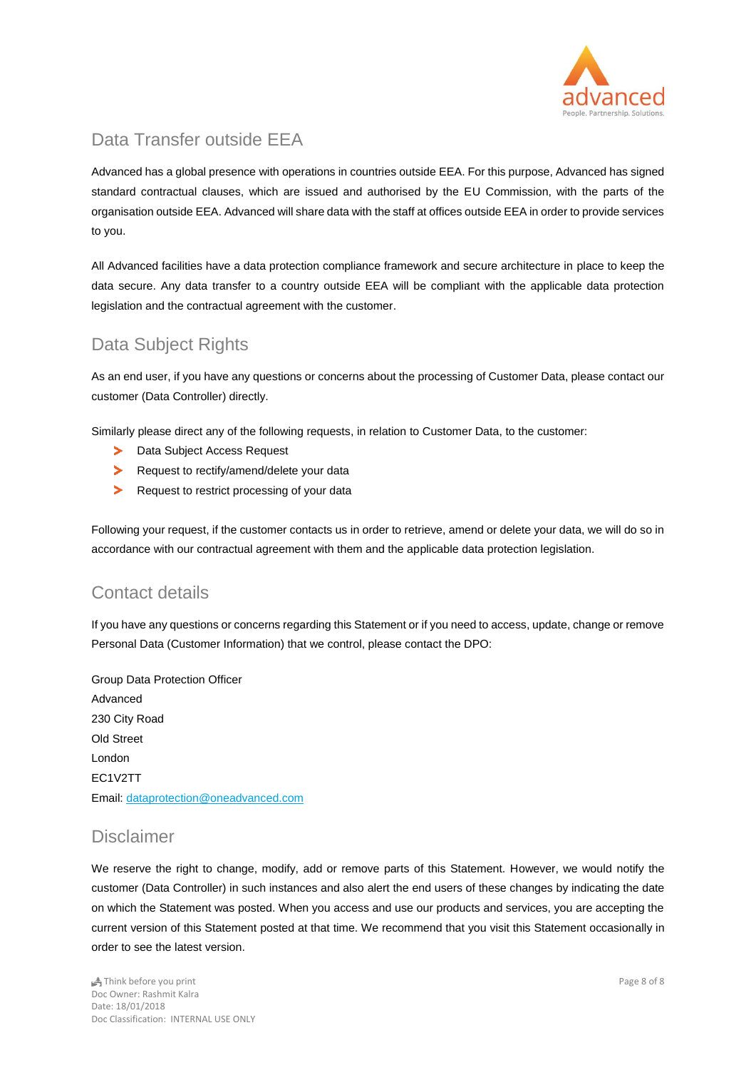## Data Transfer outside EEA

Advanced has a global presence with operations in countries outside EEA. For this purpose, Advanced has signed standard contractual clauses, which are issued and authorised by the EU Commission, with the parts of the organisation outside EEA. Advanced will share data with the staff at offices outside EEA in order to provide services to you.

All Advanced facilities have a data protection compliance framework and secure architecture in place to keep the data secure. Any data transfer to a country outside EEA will be compliant with the applicable data protection legislation and the contractual agreement with the customer.

## Data Subject Rights

As an end user, if you have any questions or concerns about the processing of Customer Data, please contact our customer (Data Controller) directly.

Similarly please direct any of the following requests, in relation to Customer Data, to the customer:

- Data Subject Access Request
- Request to rectify/amend/delete your data
- Request to restrict processing of your data

Following your request, if the customer contacts us in order to retrieve, amend or delete your data, we will do so in accordance with our contractual agreement with them and the applicable data protection legislation.

## Contact details

If you have any questions or concerns regarding this Statement or if you need to access, update, change or remove Personal Data (Customer Information) that we control, please contact the DPO:

Group Data Protection Officer
Advanced
230 City Road
Old Street
London
EC1V2TT
Email: dataprotection@oneadvanced.com

## Disclaimer

We reserve the right to change, modify, add or remove parts of this Statement. However, we would notify the customer (Data Controller) in such instances and also alert the end users of these changes by indicating the date on which the Statement was posted. When you access and use our products and services, you are accepting the current version of this Statement posted at that time. We recommend that you visit this Statement occasionally in order to see the latest version.